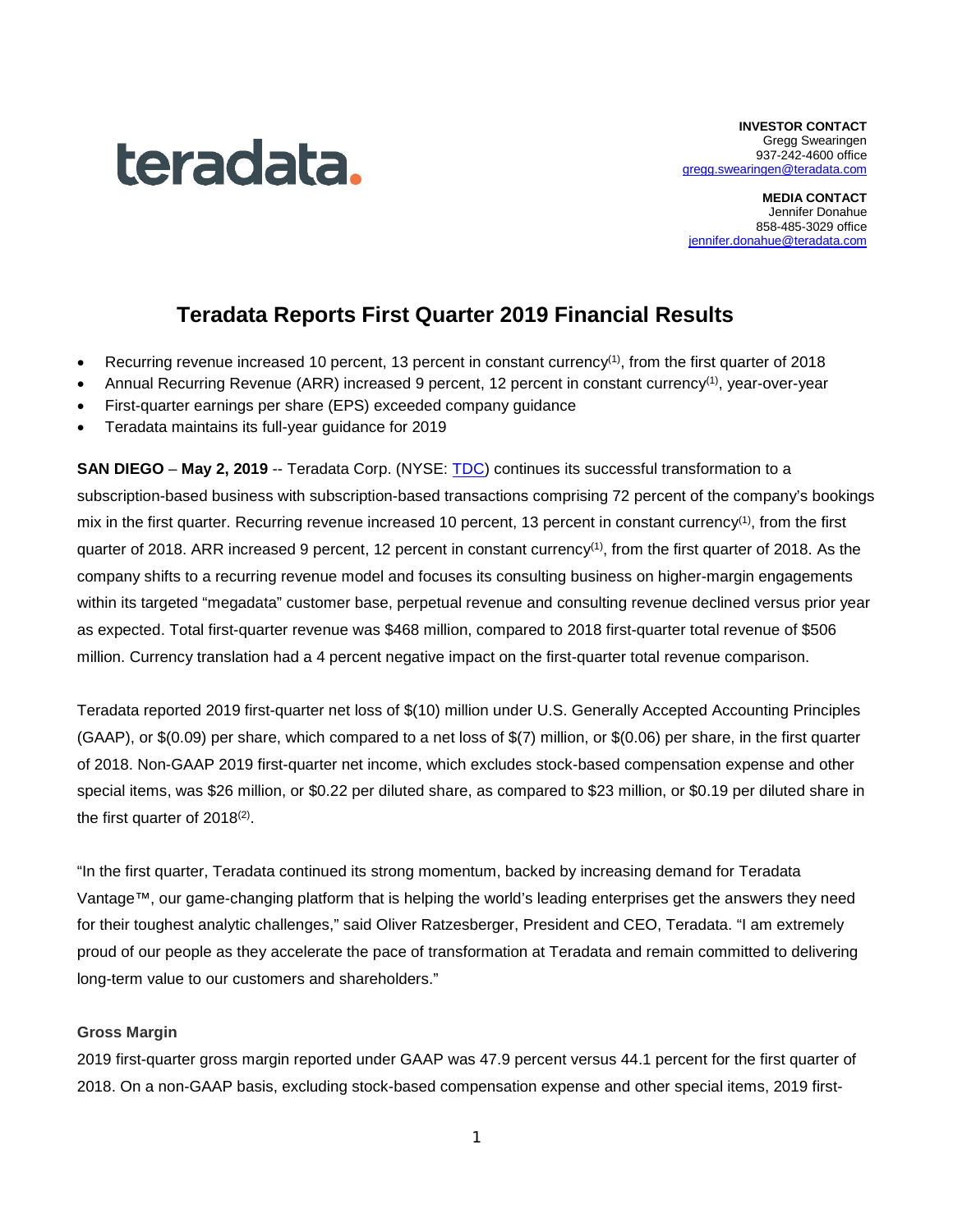teradata.

**INVESTOR CONTACT**
Gregg Swearingen
937-242-4600 office
gregg.swearingen@teradata.com

**MEDIA CONTACT**
Jennifer Donahue
858-485-3029 office
jennifer.donahue@teradata.com

# Teradata Reports First Quarter 2019 Financial Results

- Recurring revenue increased 10 percent, 13 percent in constant currency(1), from the first quarter of 2018
- Annual Recurring Revenue (ARR) increased 9 percent, 12 percent in constant currency(1), year-over-year
- First-quarter earnings per share (EPS) exceeded company guidance
- Teradata maintains its full-year guidance for 2019

**SAN DIEGO** – **May 2, 2019** -- Teradata Corp. (NYSE: TDC) continues its successful transformation to a subscription-based business with subscription-based transactions comprising 72 percent of the company's bookings mix in the first quarter. Recurring revenue increased 10 percent, 13 percent in constant currency(1), from the first quarter of 2018. ARR increased 9 percent, 12 percent in constant currency(1), from the first quarter of 2018. As the company shifts to a recurring revenue model and focuses its consulting business on higher-margin engagements within its targeted "megadata" customer base, perpetual revenue and consulting revenue declined versus prior year as expected. Total first-quarter revenue was $468 million, compared to 2018 first-quarter total revenue of $506 million. Currency translation had a 4 percent negative impact on the first-quarter total revenue comparison.

Teradata reported 2019 first-quarter net loss of $(10) million under U.S. Generally Accepted Accounting Principles (GAAP), or $(0.09) per share, which compared to a net loss of $(7) million, or $(0.06) per share, in the first quarter of 2018. Non-GAAP 2019 first-quarter net income, which excludes stock-based compensation expense and other special items, was $26 million, or $0.22 per diluted share, as compared to $23 million, or $0.19 per diluted share in the first quarter of 2018(2).

"In the first quarter, Teradata continued its strong momentum, backed by increasing demand for Teradata Vantage™, our game-changing platform that is helping the world's leading enterprises get the answers they need for their toughest analytic challenges," said Oliver Ratzesberger, President and CEO, Teradata. "I am extremely proud of our people as they accelerate the pace of transformation at Teradata and remain committed to delivering long-term value to our customers and shareholders."

### Gross Margin

2019 first-quarter gross margin reported under GAAP was 47.9 percent versus 44.1 percent for the first quarter of 2018. On a non-GAAP basis, excluding stock-based compensation expense and other special items, 2019 first-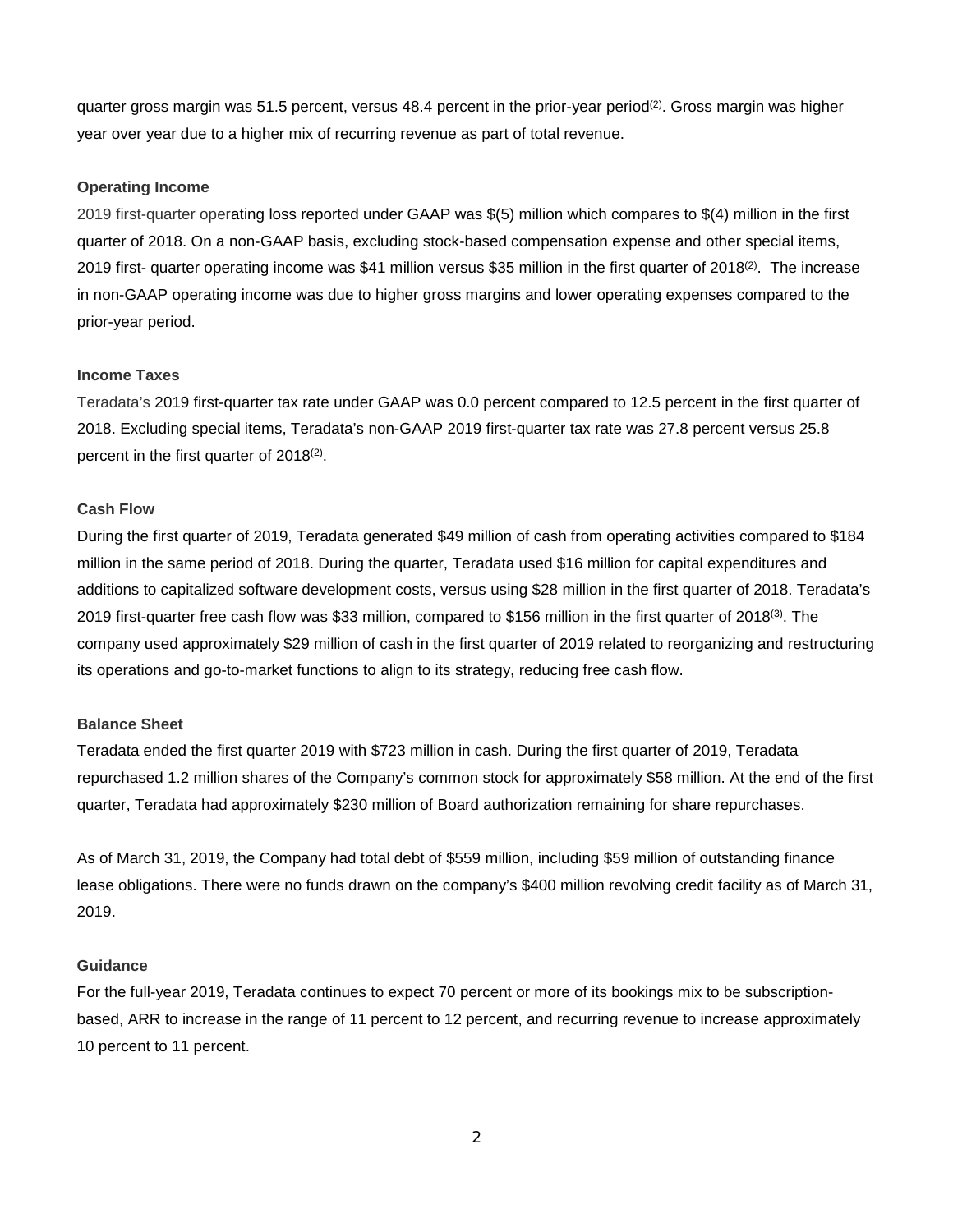quarter gross margin was 51.5 percent, versus 48.4 percent in the prior-year period[2]. Gross margin was higher year over year due to a higher mix of recurring revenue as part of total revenue.

**Operating Income**

2019 first-quarter operating loss reported under GAAP was $(5) million which compares to $(4) million in the first quarter of 2018. On a non-GAAP basis, excluding stock-based compensation expense and other special items, 2019 first- quarter operating income was $41 million versus $35 million in the first quarter of 2018[2]. The increase in non-GAAP operating income was due to higher gross margins and lower operating expenses compared to the prior-year period.

**Income Taxes**

Teradata's 2019 first-quarter tax rate under GAAP was 0.0 percent compared to 12.5 percent in the first quarter of 2018. Excluding special items, Teradata's non-GAAP 2019 first-quarter tax rate was 27.8 percent versus 25.8 percent in the first quarter of 2018[2].

**Cash Flow**

During the first quarter of 2019, Teradata generated $49 million of cash from operating activities compared to $184 million in the same period of 2018. During the quarter, Teradata used $16 million for capital expenditures and additions to capitalized software development costs, versus using $28 million in the first quarter of 2018. Teradata's 2019 first-quarter free cash flow was $33 million, compared to $156 million in the first quarter of 2018[3]. The company used approximately $29 million of cash in the first quarter of 2019 related to reorganizing and restructuring its operations and go-to-market functions to align to its strategy, reducing free cash flow.

**Balance Sheet**

Teradata ended the first quarter 2019 with $723 million in cash. During the first quarter of 2019, Teradata repurchased 1.2 million shares of the Company's common stock for approximately $58 million. At the end of the first quarter, Teradata had approximately $230 million of Board authorization remaining for share repurchases.

As of March 31, 2019, the Company had total debt of $559 million, including $59 million of outstanding finance lease obligations. There were no funds drawn on the company's $400 million revolving credit facility as of March 31, 2019.

**Guidance**

For the full-year 2019, Teradata continues to expect 70 percent or more of its bookings mix to be subscription-based, ARR to increase in the range of 11 percent to 12 percent, and recurring revenue to increase approximately 10 percent to 11 percent.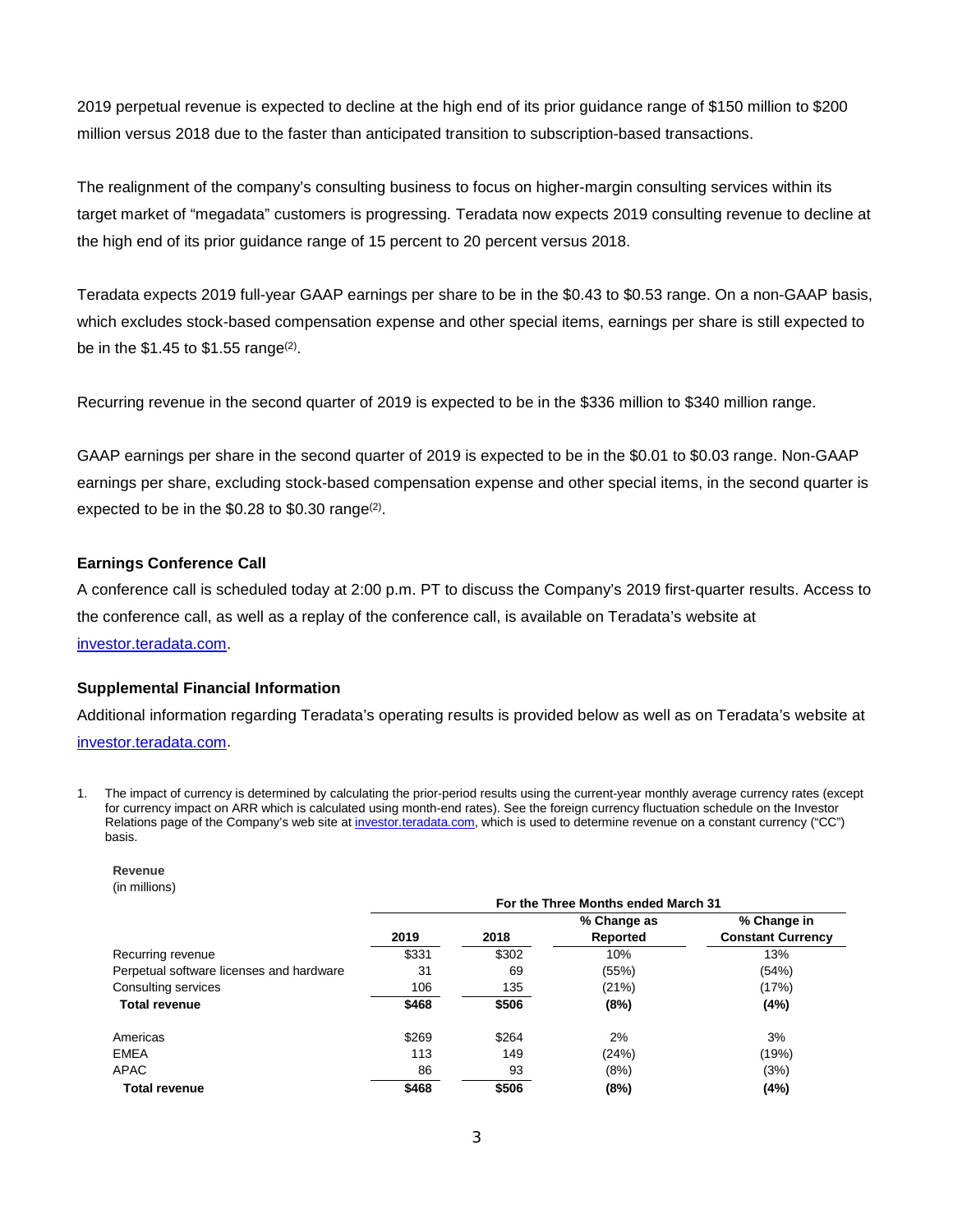2019 perpetual revenue is expected to decline at the high end of its prior guidance range of $150 million to $200 million versus 2018 due to the faster than anticipated transition to subscription-based transactions.

The realignment of the company's consulting business to focus on higher-margin consulting services within its target market of "megadata" customers is progressing. Teradata now expects 2019 consulting revenue to decline at the high end of its prior guidance range of 15 percent to 20 percent versus 2018.

Teradata expects 2019 full-year GAAP earnings per share to be in the $0.43 to $0.53 range. On a non-GAAP basis, which excludes stock-based compensation expense and other special items, earnings per share is still expected to be in the $1.45 to $1.55 range(2).

Recurring revenue in the second quarter of 2019 is expected to be in the $336 million to $340 million range.

GAAP earnings per share in the second quarter of 2019 is expected to be in the $0.01 to $0.03 range. Non-GAAP earnings per share, excluding stock-based compensation expense and other special items, in the second quarter is expected to be in the $0.28 to $0.30 range(2).

### Earnings Conference Call

A conference call is scheduled today at 2:00 p.m. PT to discuss the Company's 2019 first-quarter results. Access to the conference call, as well as a replay of the conference call, is available on Teradata's website at investor.teradata.com.

### Supplemental Financial Information

Additional information regarding Teradata's operating results is provided below as well as on Teradata's website at investor.teradata.com.

1. The impact of currency is determined by calculating the prior-period results using the current-year monthly average currency rates (except for currency impact on ARR which is calculated using month-end rates). See the foreign currency fluctuation schedule on the Investor Relations page of the Company's web site at investor.teradata.com, which is used to determine revenue on a constant currency ("CC") basis.

**Revenue**
(in millions)

| | For the Three Months ended March 31 | | | |
|---|---|---|---|---|
| | 2019 | 2018 | % Change as Reported | % Change in Constant Currency |
| Recurring revenue | $331 | $302 | 10% | 13% |
| Perpetual software licenses and hardware | 31 | 69 | (55%) | (54%) |
| Consulting services | 106 | 135 | (21%) | (17%) |
| **Total revenue** | **$468** | **$506** | **(8%)** | **(4%)** |
| | | | | |
| Americas | $269 | $264 | 2% | 3% |
| EMEA | 113 | 149 | (24%) | (19%) |
| APAC | 86 | 93 | (8%) | (3%) |
| **Total revenue** | **$468** | **$506** | **(8%)** | **(4%)** |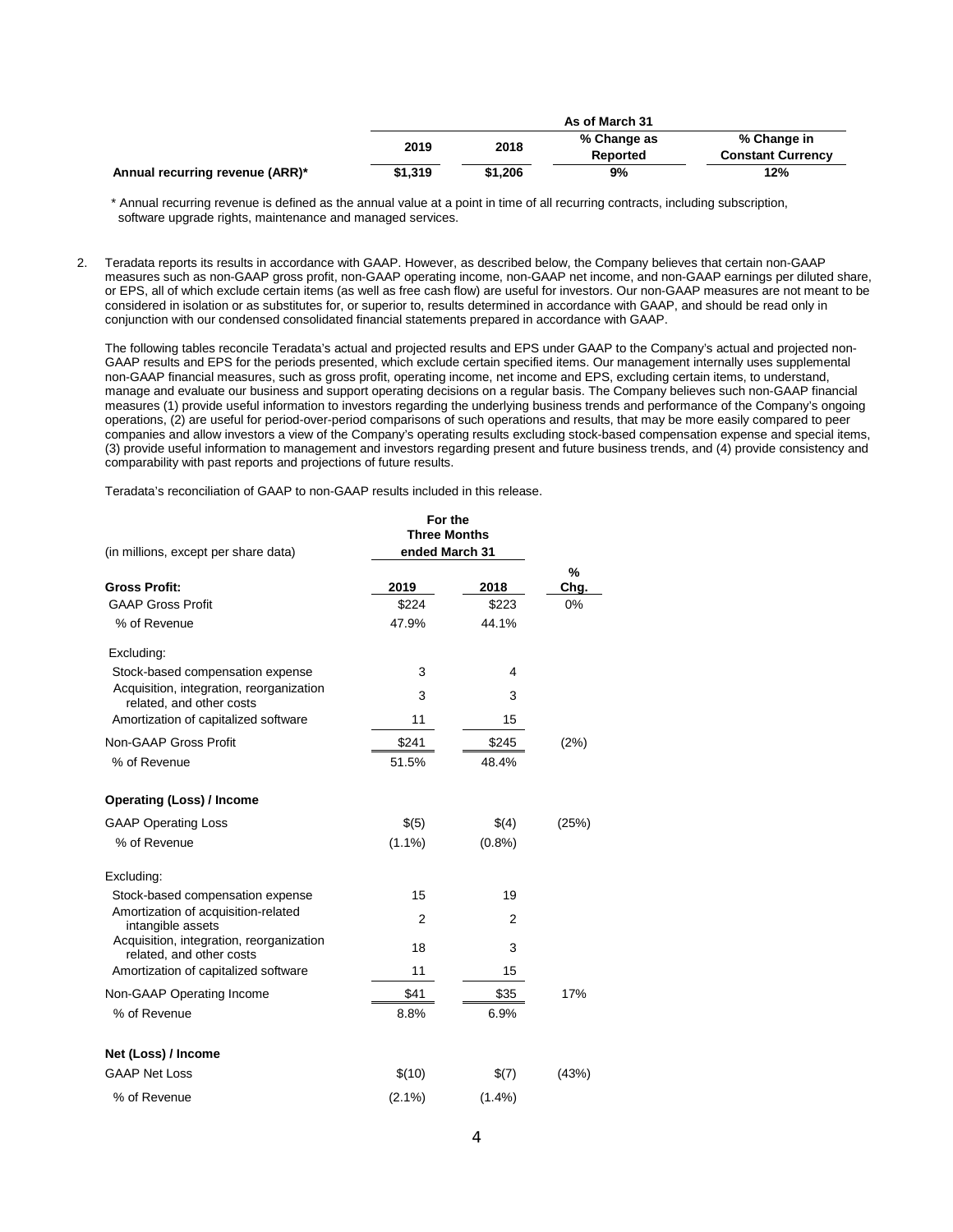| | As of March 31 | | | |
|---|---|---|---|---|
| | 2019 | 2018 | % Change as Reported | % Change in Constant Currency |
| **Annual recurring revenue (ARR)*** | **$1,319** | **$1,206** | **9%** | **12%** |

\* Annual recurring revenue is defined as the annual value at a point in time of all recurring contracts, including subscription, software upgrade rights, maintenance and managed services.

2. Teradata reports its results in accordance with GAAP. However, as described below, the Company believes that certain non-GAAP measures such as non-GAAP gross profit, non-GAAP operating income, non-GAAP net income, and non-GAAP earnings per diluted share, or EPS, all of which exclude certain items (as well as free cash flow) are useful for investors. Our non-GAAP measures are not meant to be considered in isolation or as substitutes for, or superior to, results determined in accordance with GAAP, and should be read only in conjunction with our condensed consolidated financial statements prepared in accordance with GAAP.

   The following tables reconcile Teradata's actual and projected results and EPS under GAAP to the Company's actual and projected non-GAAP results and EPS for the periods presented, which exclude certain specified items. Our management internally uses supplemental non-GAAP financial measures, such as gross profit, operating income, net income and EPS, excluding certain items, to understand, manage and evaluate our business and support operating decisions on a regular basis. The Company believes such non-GAAP financial measures (1) provide useful information to investors regarding the underlying business trends and performance of the Company's ongoing operations, (2) are useful for period-over-period comparisons of such operations and results, that may be more easily compared to peer companies and allow investors a view of the Company's operating results excluding stock-based compensation expense and special items, (3) provide useful information to management and investors regarding present and future business trends, and (4) provide consistency and comparability with past reports and projections of future results.

   Teradata's reconciliation of GAAP to non-GAAP results included in this release.

| (in millions, except per share data) | For the Three Months ended March 31 | | |
|---|---|---|---|
| **Gross Profit:** | **2019** | **2018** | **% Chg.** |
| GAAP Gross Profit | $224 | $223 | 0% |
| % of Revenue | 47.9% | 44.1% | |
| Excluding: | | | |
| Stock-based compensation expense | 3 | 4 | |
| Acquisition, integration, reorganization related, and other costs | 3 | 3 | |
| Amortization of capitalized software | 11 | 15 | |
| Non-GAAP Gross Profit | $241 | $245 | (2%) |
| % of Revenue | 51.5% | 48.4% | |
| **Operating (Loss) / Income** | | | |
| GAAP Operating Loss | $(5) | $(4) | (25%) |
| % of Revenue | (1.1%) | (0.8%) | |
| Excluding: | | | |
| Stock-based compensation expense | 15 | 19 | |
| Amortization of acquisition-related intangible assets | 2 | 2 | |
| Acquisition, integration, reorganization related, and other costs | 18 | 3 | |
| Amortization of capitalized software | 11 | 15 | |
| Non-GAAP Operating Income | $41 | $35 | 17% |
| % of Revenue | 8.8% | 6.9% | |
| **Net (Loss) / Income** | | | |
| GAAP Net Loss | $(10) | $(7) | (43%) |
| % of Revenue | (2.1%) | (1.4%) | |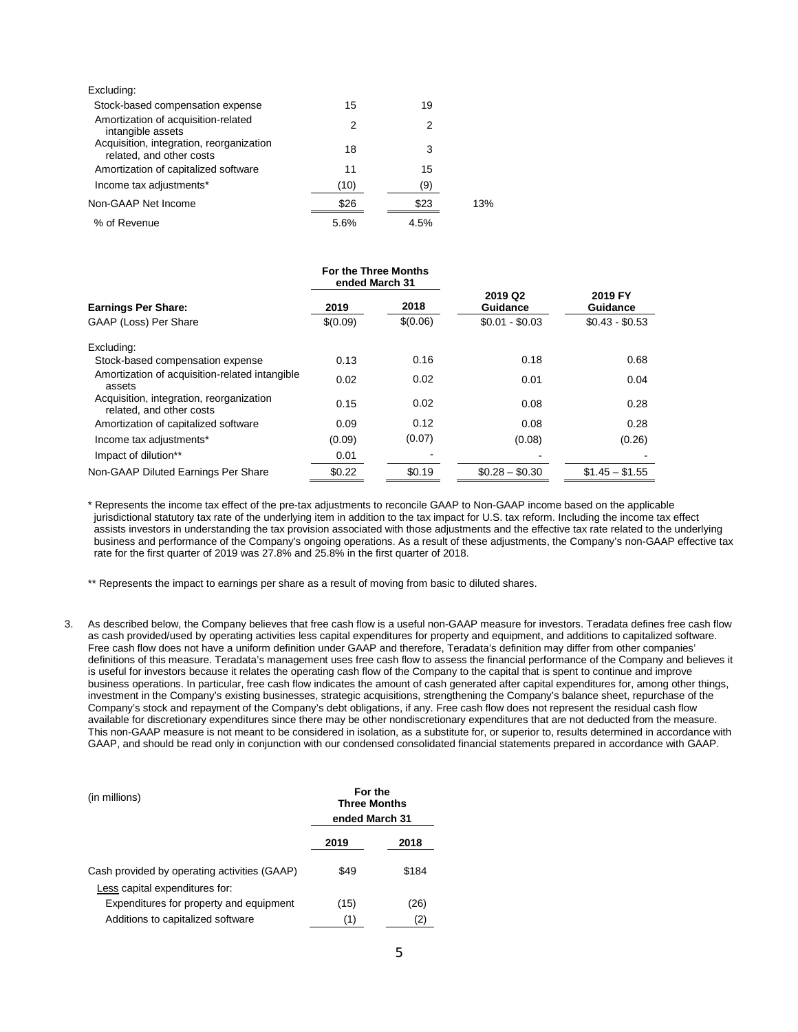| | | | |
|---|---|---|---|
| Excluding: | | | |
| Stock-based compensation expense | 15 | 19 | |
| Amortization of acquisition-related intangible assets | 2 | 2 | |
| Acquisition, integration, reorganization related, and other costs | 18 | 3 | |
| Amortization of capitalized software | 11 | 15 | |
| Income tax adjustments* | (10) | (9) | |
| Non-GAAP Net Income | \$26 | \$23 | 13% |
| % of Revenue | 5.6% | 4.5% | |

| | For the Three Months ended March 31 | | | |
|---|---|---|---|---|
| **Earnings Per Share:** | **2019** | **2018** | **2019 Q2 Guidance** | **2019 FY Guidance** |
| GAAP (Loss) Per Share | \$(0.09) | \$(0.06) | \$0.01 - \$0.03 | \$0.43 - \$0.53 |
| Excluding: | | | | |
| Stock-based compensation expense | 0.13 | 0.16 | 0.18 | 0.68 |
| Amortization of acquisition-related intangible assets | 0.02 | 0.02 | 0.01 | 0.04 |
| Acquisition, integration, reorganization related, and other costs | 0.15 | 0.02 | 0.08 | 0.28 |
| Amortization of capitalized software | 0.09 | 0.12 | 0.08 | 0.28 |
| Income tax adjustments* | (0.09) | (0.07) | (0.08) | (0.26) |
| Impact of dilution** | 0.01 | - | - | - |
| Non-GAAP Diluted Earnings Per Share | \$0.22 | \$0.19 | \$0.28 – \$0.30 | \$1.45 – \$1.55 |

\* Represents the income tax effect of the pre-tax adjustments to reconcile GAAP to Non-GAAP income based on the applicable jurisdictional statutory tax rate of the underlying item in addition to the tax impact for U.S. tax reform. Including the income tax effect assists investors in understanding the tax provision associated with those adjustments and the effective tax rate related to the underlying business and performance of the Company's ongoing operations. As a result of these adjustments, the Company's non-GAAP effective tax rate for the first quarter of 2019 was 27.8% and 25.8% in the first quarter of 2018.

** Represents the impact to earnings per share as a result of moving from basic to diluted shares.

3. As described below, the Company believes that free cash flow is a useful non-GAAP measure for investors. Teradata defines free cash flow as cash provided/used by operating activities less capital expenditures for property and equipment, and additions to capitalized software. Free cash flow does not have a uniform definition under GAAP and therefore, Teradata's definition may differ from other companies' definitions of this measure. Teradata's management uses free cash flow to assess the financial performance of the Company and believes it is useful for investors because it relates the operating cash flow of the Company to the capital that is spent to continue and improve business operations. In particular, free cash flow indicates the amount of cash generated after capital expenditures for, among other things, investment in the Company's existing businesses, strategic acquisitions, strengthening the Company's balance sheet, repurchase of the Company's stock and repayment of the Company's debt obligations, if any. Free cash flow does not represent the residual cash flow available for discretionary expenditures since there may be other nondiscretionary expenditures that are not deducted from the measure. This non-GAAP measure is not meant to be considered in isolation, as a substitute for, or superior to, results determined in accordance with GAAP, and should be read only in conjunction with our condensed consolidated financial statements prepared in accordance with GAAP.

| (in millions) | For the Three Months ended March 31 | |
|---|---|---|
| | **2019** | **2018** |
| Cash provided by operating activities (GAAP) | \$49 | \$184 |
| Less capital expenditures for: | | |
| Expenditures for property and equipment | (15) | (26) |
| Additions to capitalized software | (1) | (2) |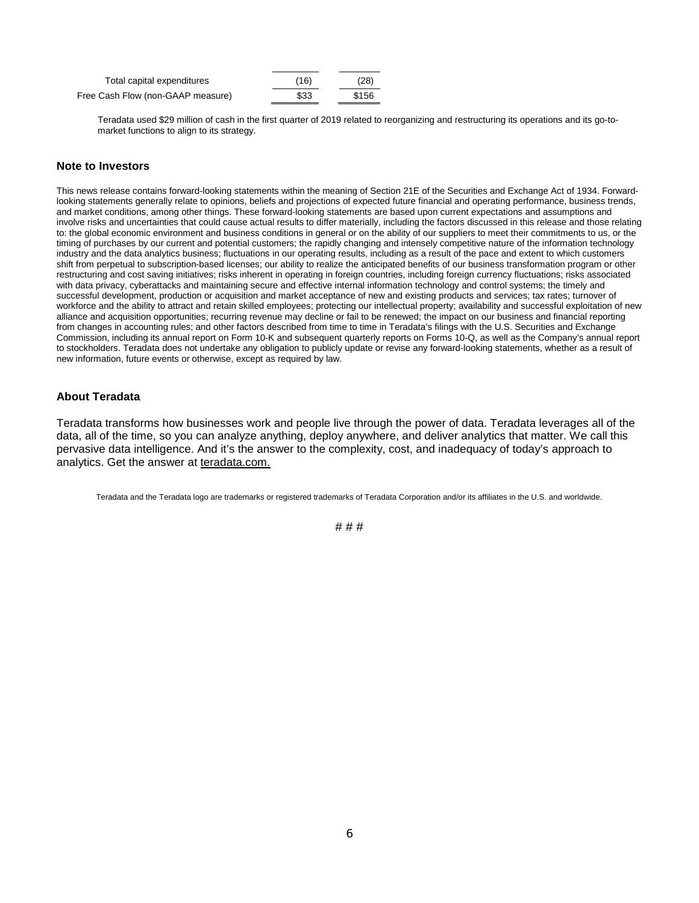| | | |
|---|---|---|
| Total capital expenditures | (16) | (28) |
| Free Cash Flow (non-GAAP measure) | $33 | $156 |

Teradata used $29 million of cash in the first quarter of 2019 related to reorganizing and restructuring its operations and its go-to-market functions to align to its strategy.

### Note to Investors

This news release contains forward-looking statements within the meaning of Section 21E of the Securities and Exchange Act of 1934. Forward-looking statements generally relate to opinions, beliefs and projections of expected future financial and operating performance, business trends, and market conditions, among other things. These forward-looking statements are based upon current expectations and assumptions and involve risks and uncertainties that could cause actual results to differ materially, including the factors discussed in this release and those relating to: the global economic environment and business conditions in general or on the ability of our suppliers to meet their commitments to us, or the timing of purchases by our current and potential customers; the rapidly changing and intensely competitive nature of the information technology industry and the data analytics business; fluctuations in our operating results, including as a result of the pace and extent to which customers shift from perpetual to subscription-based licenses; our ability to realize the anticipated benefits of our business transformation program or other restructuring and cost saving initiatives; risks inherent in operating in foreign countries, including foreign currency fluctuations; risks associated with data privacy, cyberattacks and maintaining secure and effective internal information technology and control systems; the timely and successful development, production or acquisition and market acceptance of new and existing products and services; tax rates; turnover of workforce and the ability to attract and retain skilled employees; protecting our intellectual property; availability and successful exploitation of new alliance and acquisition opportunities; recurring revenue may decline or fail to be renewed; the impact on our business and financial reporting from changes in accounting rules; and other factors described from time to time in Teradata's filings with the U.S. Securities and Exchange Commission, including its annual report on Form 10-K and subsequent quarterly reports on Forms 10-Q, as well as the Company's annual report to stockholders. Teradata does not undertake any obligation to publicly update or revise any forward-looking statements, whether as a result of new information, future events or otherwise, except as required by law.

### About Teradata

Teradata transforms how businesses work and people live through the power of data. Teradata leverages all of the data, all of the time, so you can analyze anything, deploy anywhere, and deliver analytics that matter. We call this pervasive data intelligence. And it's the answer to the complexity, cost, and inadequacy of today's approach to analytics. Get the answer at teradata.com.

Teradata and the Teradata logo are trademarks or registered trademarks of Teradata Corporation and/or its affiliates in the U.S. and worldwide.

# # #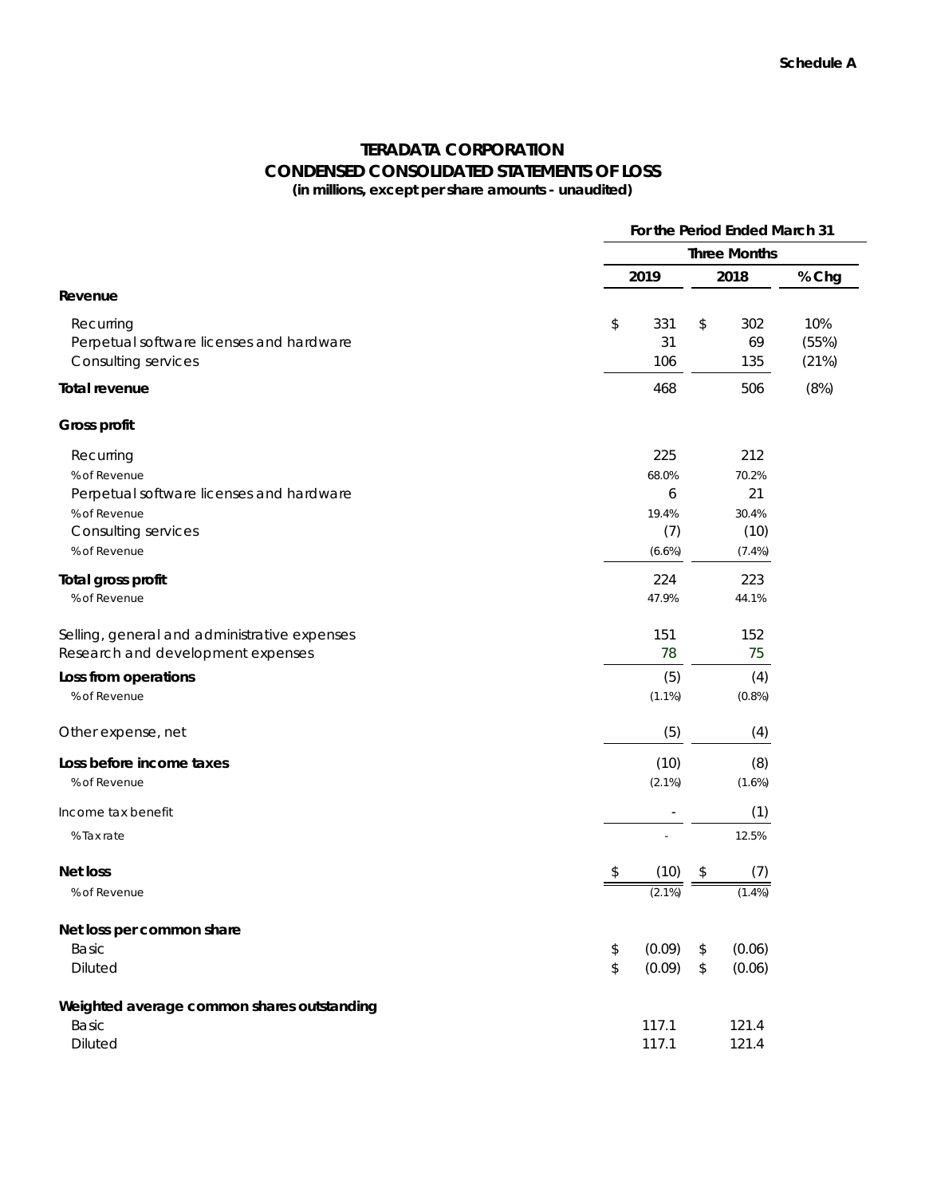**Schedule A**

# TERADATA CORPORATION
## CONDENSED CONSOLIDATED STATEMENTS OF LOSS
**(in millions, except per share amounts - unaudited)**

| | For the Period Ended March 31 | | |
|---|---|---|---|
| | Three Months | | |
| | 2019 | 2018 | % Chg |
| **Revenue** | | | |
| Recurring | $ 331 | $ 302 | 10% |
| Perpetual software licenses and hardware | 31 | 69 | (55%) |
| Consulting services | 106 | 135 | (21%) |
| **Total revenue** | 468 | 506 | (8%) |
| **Gross profit** | | | |
| Recurring | 225 | 212 | |
| % of Revenue | 68.0% | 70.2% | |
| Perpetual software licenses and hardware | 6 | 21 | |
| % of Revenue | 19.4% | 30.4% | |
| Consulting services | (7) | (10) | |
| % of Revenue | (6.6%) | (7.4%) | |
| **Total gross profit** | 224 | 223 | |
| % of Revenue | 47.9% | 44.1% | |
| Selling, general and administrative expenses | 151 | 152 | |
| Research and development expenses | 78 | 75 | |
| **Loss from operations** | (5) | (4) | |
| % of Revenue | (1.1%) | (0.8%) | |
| Other expense, net | (5) | (4) | |
| **Loss before income taxes** | (10) | (8) | |
| % of Revenue | (2.1%) | (1.6%) | |
| Income tax benefit | - | (1) | |
| % Tax rate | - | 12.5% | |
| **Net loss** | $ (10) | $ (7) | |
| % of Revenue | (2.1%) | (1.4%) | |
| **Net loss per common share** | | | |
| Basic | $ (0.09) | $ (0.06) | |
| Diluted | $ (0.09) | $ (0.06) | |
| **Weighted average common shares outstanding** | | | |
| Basic | 117.1 | 121.4 | |
| Diluted | 117.1 | 121.4 | |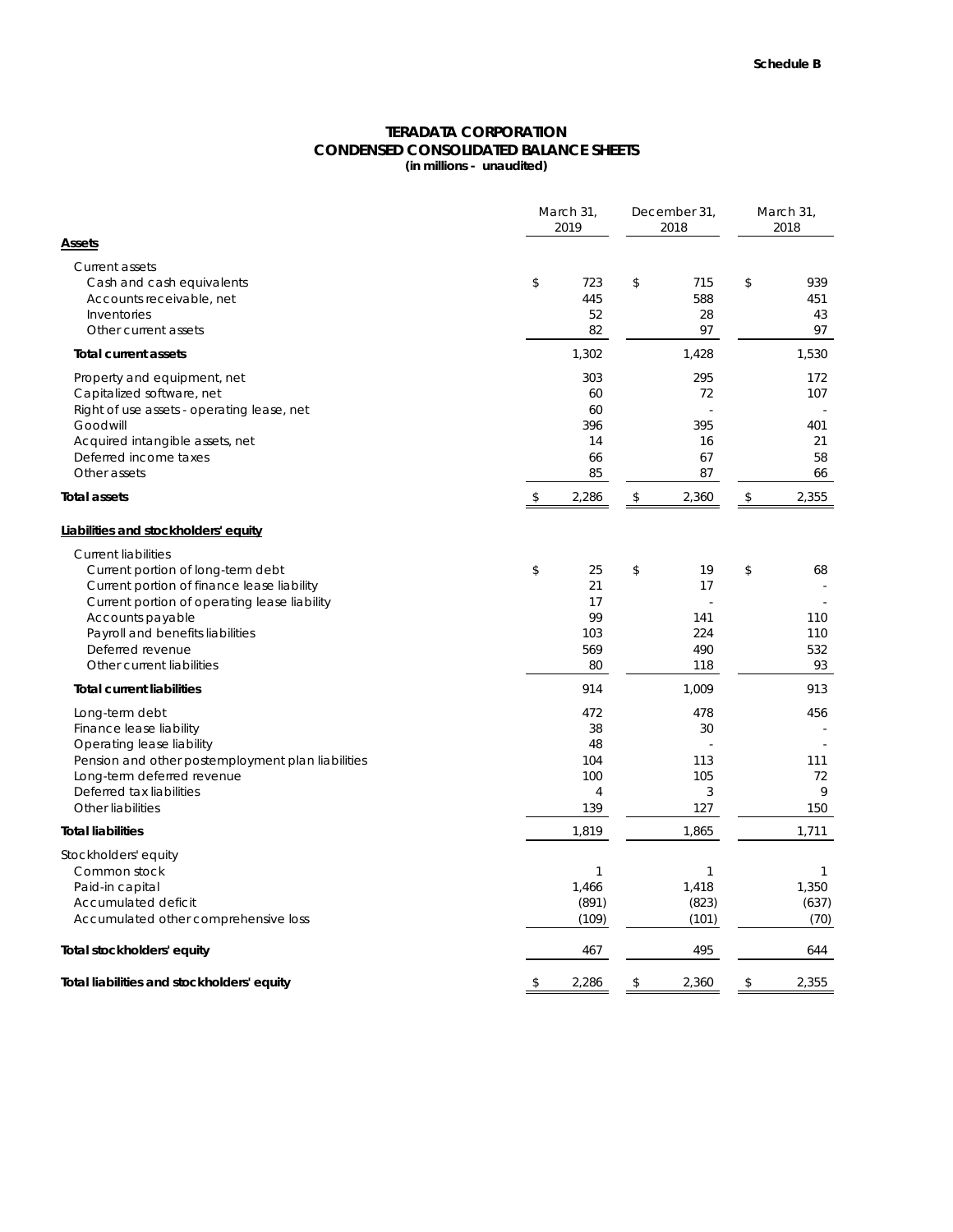**Schedule B**

# TERADATA CORPORATION
## CONDENSED CONSOLIDATED BALANCE SHEETS
**(in millions - unaudited)**

| | March 31, 2019 | December 31, 2018 | March 31, 2018 |
|---|---|---|---|
| **Assets** | | | |
| Current assets | | | |
| Cash and cash equivalents | $ 723 | $ 715 | $ 939 |
| Accounts receivable, net | 445 | 588 | 451 |
| Inventories | 52 | 28 | 43 |
| Other current assets | 82 | 97 | 97 |
| **Total current assets** | 1,302 | 1,428 | 1,530 |
| Property and equipment, net | 303 | 295 | 172 |
| Capitalized software, net | 60 | 72 | 107 |
| Right of use assets - operating lease, net | 60 | - | - |
| Goodwill | 396 | 395 | 401 |
| Acquired intangible assets, net | 14 | 16 | 21 |
| Deferred income taxes | 66 | 67 | 58 |
| Other assets | 85 | 87 | 66 |
| **Total assets** | $ 2,286 | $ 2,360 | $ 2,355 |
| **Liabilities and stockholders' equity** | | | |
| Current liabilities | | | |
| Current portion of long-term debt | $ 25 | $ 19 | $ 68 |
| Current portion of finance lease liability | 21 | 17 | - |
| Current portion of operating lease liability | 17 | - | - |
| Accounts payable | 99 | 141 | 110 |
| Payroll and benefits liabilities | 103 | 224 | 110 |
| Deferred revenue | 569 | 490 | 532 |
| Other current liabilities | 80 | 118 | 93 |
| **Total current liabilities** | 914 | 1,009 | 913 |
| Long-term debt | 472 | 478 | 456 |
| Finance lease liability | 38 | 30 | - |
| Operating lease liability | 48 | - | - |
| Pension and other postemployment plan liabilities | 104 | 113 | 111 |
| Long-term deferred revenue | 100 | 105 | 72 |
| Deferred tax liabilities | 4 | 3 | 9 |
| Other liabilities | 139 | 127 | 150 |
| **Total liabilities** | 1,819 | 1,865 | 1,711 |
| Stockholders' equity | | | |
| Common stock | 1 | 1 | 1 |
| Paid-in capital | 1,466 | 1,418 | 1,350 |
| Accumulated deficit | (891) | (823) | (637) |
| Accumulated other comprehensive loss | (109) | (101) | (70) |
| **Total stockholders' equity** | 467 | 495 | 644 |
| **Total liabilities and stockholders' equity** | $ 2,286 | $ 2,360 | $ 2,355 |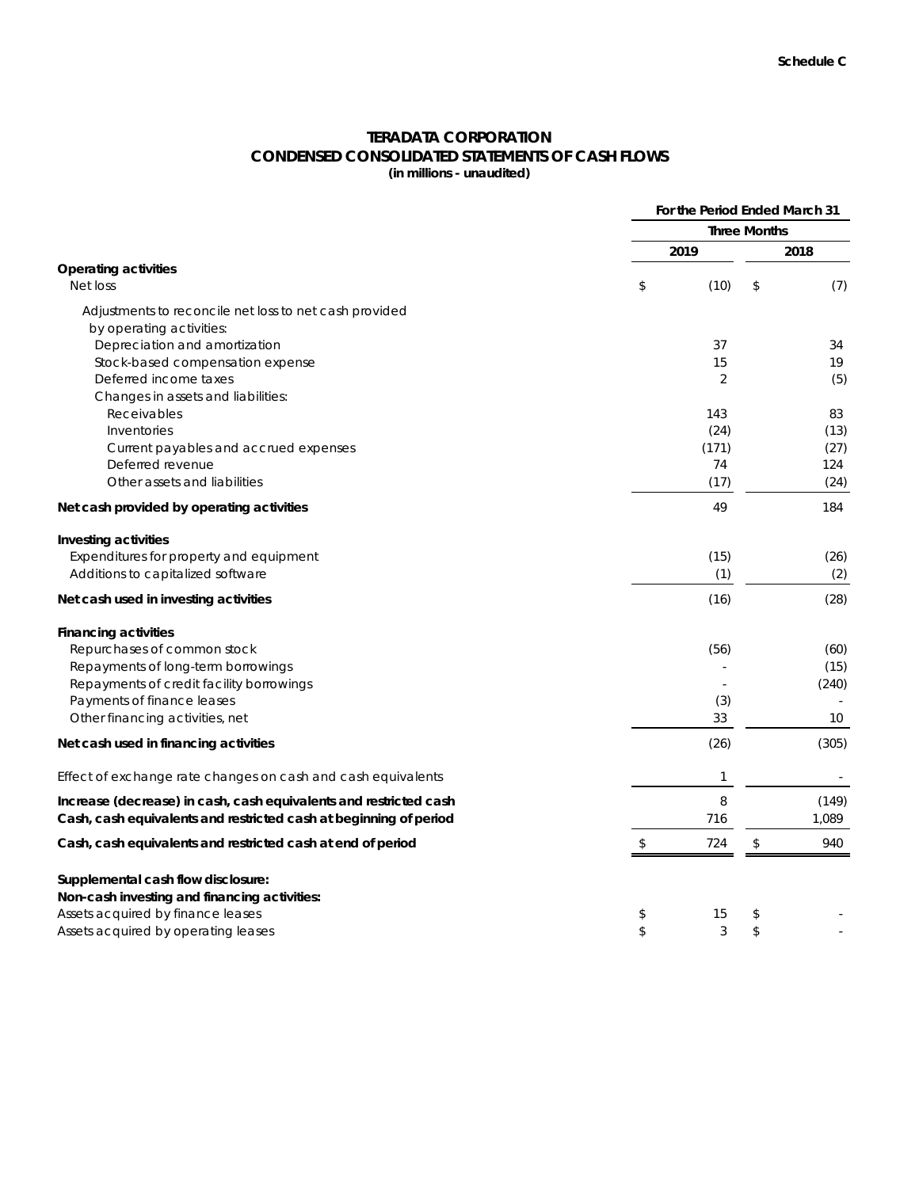Schedule C

# TERADATA CORPORATION
## CONDENSED CONSOLIDATED STATEMENTS OF CASH FLOWS
**(in millions - unaudited)**

| | For the Period Ended March 31 | |
|---|---|---|
| | Three Months | |
| | 2019 | 2018 |
| **Operating activities** | | |
| Net loss | $ (10) | $ (7) |
| Adjustments to reconcile net loss to net cash provided by operating activities: | | |
| Depreciation and amortization | 37 | 34 |
| Stock-based compensation expense | 15 | 19 |
| Deferred income taxes | 2 | (5) |
| Changes in assets and liabilities: | | |
| Receivables | 143 | 83 |
| Inventories | (24) | (13) |
| Current payables and accrued expenses | (171) | (27) |
| Deferred revenue | 74 | 124 |
| Other assets and liabilities | (17) | (24) |
| **Net cash provided by operating activities** | 49 | 184 |
| **Investing activities** | | |
| Expenditures for property and equipment | (15) | (26) |
| Additions to capitalized software | (1) | (2) |
| **Net cash used in investing activities** | (16) | (28) |
| **Financing activities** | | |
| Repurchases of common stock | (56) | (60) |
| Repayments of long-term borrowings | - | (15) |
| Repayments of credit facility borrowings | - | (240) |
| Payments of finance leases | (3) | - |
| Other financing activities, net | 33 | 10 |
| **Net cash used in financing activities** | (26) | (305) |
| Effect of exchange rate changes on cash and cash equivalents | 1 | - |
| **Increase (decrease) in cash, cash equivalents and restricted cash** | 8 | (149) |
| **Cash, cash equivalents and restricted cash at beginning of period** | 716 | 1,089 |
| **Cash, cash equivalents and restricted cash at end of period** | $ 724 | $ 940 |
| **Supplemental cash flow disclosure:** | | |
| **Non-cash investing and financing activities:** | | |
| Assets acquired by finance leases | $ 15 | $ - |
| Assets acquired by operating leases | $ 3 | $ - |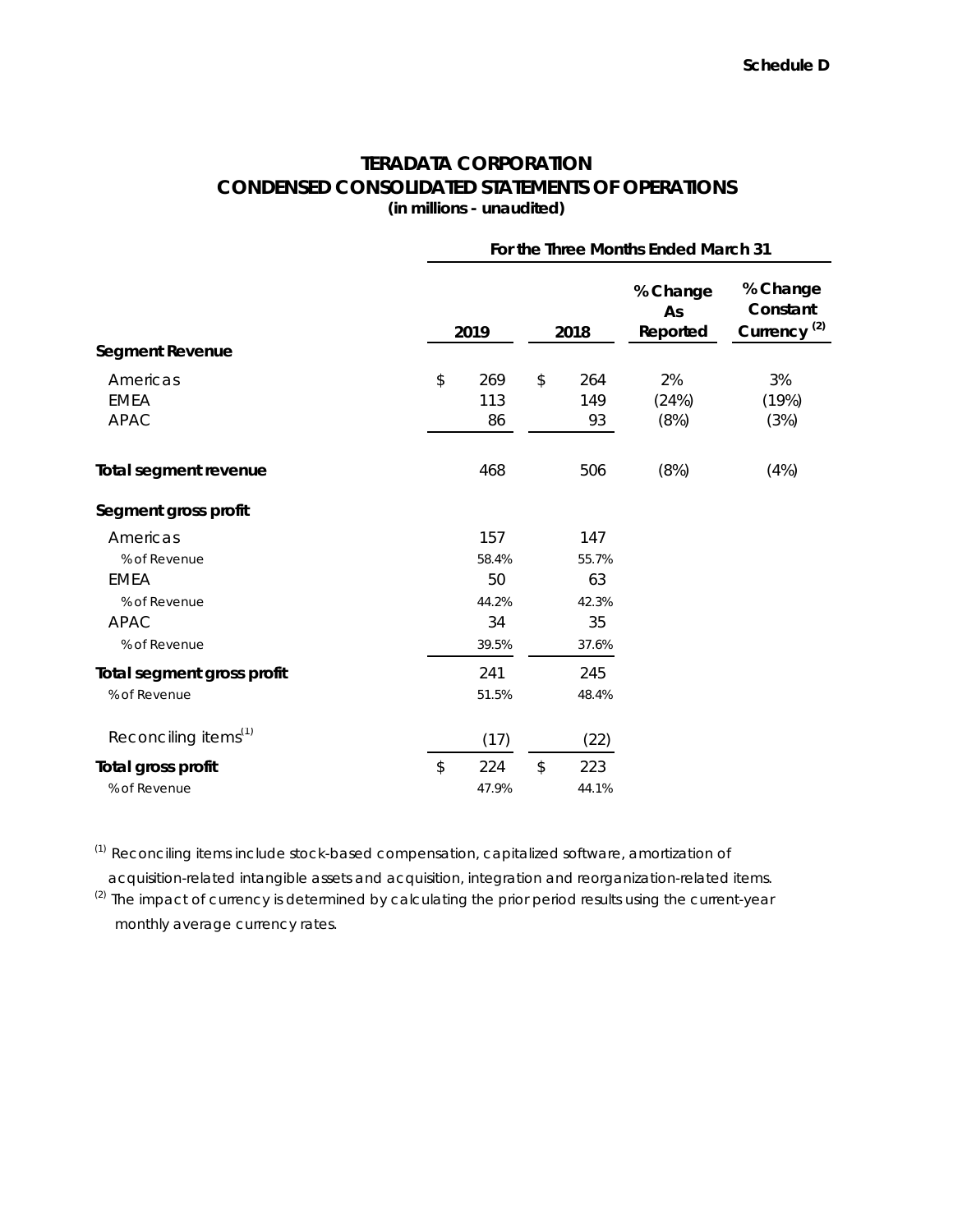**Schedule D**

# TERADATA CORPORATION
## CONDENSED CONSOLIDATED STATEMENTS OF OPERATIONS
**(in millions - unaudited)**

| | For the Three Months Ended March 31 | | | |
|---|---|---|---|---|
| | 2019 | 2018 | % Change As Reported | % Change Constant Currency (2) |
| **Segment Revenue** | | | | |
| Americas | $ 269 | $ 264 | 2% | 3% |
| EMEA | 113 | 149 | (24%) | (19%) |
| APAC | 86 | 93 | (8%) | (3%) |
| **Total segment revenue** | 468 | 506 | (8%) | (4%) |
| **Segment gross profit** | | | | |
| Americas | 157 | 147 | | |
| % of Revenue | 58.4% | 55.7% | | |
| EMEA | 50 | 63 | | |
| % of Revenue | 44.2% | 42.3% | | |
| APAC | 34 | 35 | | |
| % of Revenue | 39.5% | 37.6% | | |
| **Total segment gross profit** | 241 | 245 | | |
| % of Revenue | 51.5% | 48.4% | | |
| Reconciling items(1) | (17) | (22) | | |
| **Total gross profit** | $ 224 | $ 223 | | |
| % of Revenue | 47.9% | 44.1% | | |

(1) Reconciling items include stock-based compensation, capitalized software, amortization of acquisition-related intangible assets and acquisition, integration and reorganization-related items.

(2) The impact of currency is determined by calculating the prior period results using the current-year monthly average currency rates.